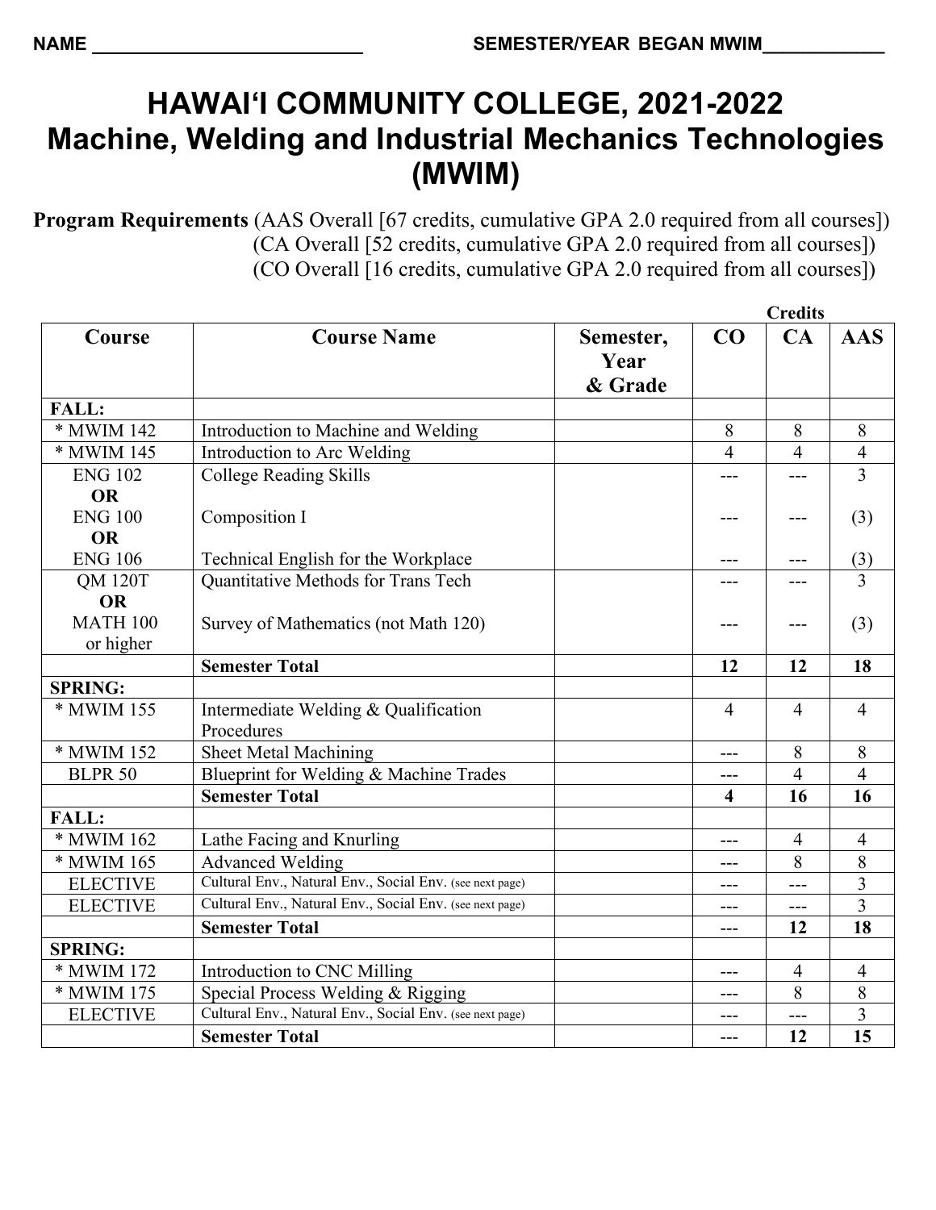NAME ___________________________ SEMESTER/YEAR BEGAN MWIM____________

# HAWAIʻI COMMUNITY COLLEGE, 2021-2022
# Machine, Welding and Industrial Mechanics Technologies (MWIM)

**Program Requirements** (AAS Overall [67 credits, cumulative GPA 2.0 required from all courses])
(CA Overall [52 credits, cumulative GPA 2.0 required from all courses])
(CO Overall [16 credits, cumulative GPA 2.0 required from all courses])

| Course | Course Name | Semester, Year & Grade | Credits CO | Credits CA | Credits AAS |
|---|---|---|---|---|---|
| **FALL:** | | | | | |
| * MWIM 142 | Introduction to Machine and Welding | | 8 | 8 | 8 |
| * MWIM 145 | Introduction to Arc Welding | | 4 | 4 | 4 |
| ENG 102 **OR** ENG 100 **OR** ENG 106 | College Reading Skills / Composition I / Technical English for the Workplace | | --- / --- / --- | --- / --- / --- | 3 / (3) / (3) |
| QM 120T **OR** MATH 100 or higher | Quantitative Methods for Trans Tech / Survey of Mathematics (not Math 120) | | --- / --- | --- / --- | 3 / (3) |
| | **Semester Total** | | **12** | **12** | **18** |
| **SPRING:** | | | | | |
| * MWIM 155 | Intermediate Welding & Qualification Procedures | | 4 | 4 | 4 |
| * MWIM 152 | Sheet Metal Machining | | --- | 8 | 8 |
| BLPR 50 | Blueprint for Welding & Machine Trades | | --- | 4 | 4 |
| | **Semester Total** | | **4** | **16** | **16** |
| **FALL:** | | | | | |
| * MWIM 162 | Lathe Facing and Knurling | | --- | 4 | 4 |
| * MWIM 165 | Advanced Welding | | --- | 8 | 8 |
| ELECTIVE | Cultural Env., Natural Env., Social Env. (see next page) | | --- | --- | 3 |
| ELECTIVE | Cultural Env., Natural Env., Social Env. (see next page) | | --- | --- | 3 |
| | **Semester Total** | | --- | **12** | **18** |
| **SPRING:** | | | | | |
| * MWIM 172 | Introduction to CNC Milling | | --- | 4 | 4 |
| * MWIM 175 | Special Process Welding & Rigging | | --- | 8 | 8 |
| ELECTIVE | Cultural Env., Natural Env., Social Env. (see next page) | | --- | --- | 3 |
| | **Semester Total** | | --- | **12** | **15** |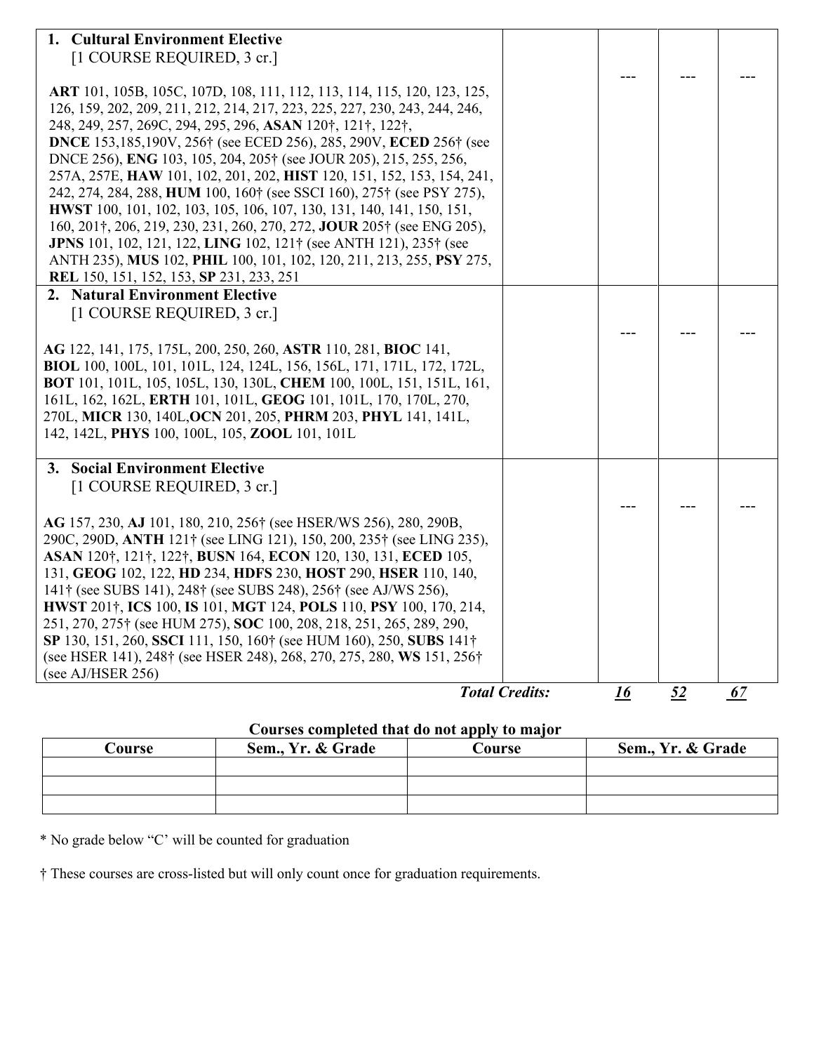| | | | | |
|---|---|---|---|---|
| **1. Cultural Environment Elective**<br>[1 COURSE REQUIRED, 3 cr.]<br><br>**ART** 101, 105B, 105C, 107D, 108, 111, 112, 113, 114, 115, 120, 123, 125, 126, 159, 202, 209, 211, 212, 214, 217, 223, 225, 227, 230, 243, 244, 246, 248, 249, 257, 269C, 294, 295, 296, **ASAN** 120†, 121†, 122†, **DNCE** 153,185,190V, 256† (see ECED 256), 285, 290V, **ECED** 256† (see DNCE 256), **ENG** 103, 105, 204, 205† (see JOUR 205), 215, 255, 256, 257A, 257E, **HAW** 101, 102, 201, 202, **HIST** 120, 151, 152, 153, 154, 241, 242, 274, 284, 288, **HUM** 100, 160† (see SSCI 160), 275† (see PSY 275), **HWST** 100, 101, 102, 103, 105, 106, 107, 130, 131, 140, 141, 150, 151, 160, 201†, 206, 219, 230, 231, 260, 270, 272, **JOUR** 205† (see ENG 205), **JPNS** 101, 102, 121, 122, **LING** 102, 121† (see ANTH 121), 235† (see ANTH 235), **MUS** 102, **PHIL** 100, 101, 102, 120, 211, 213, 255, **PSY** 275, **REL** 150, 151, 152, 153, **SP** 231, 233, 251 | | --- | --- | --- |
| **2. Natural Environment Elective**<br>[1 COURSE REQUIRED, 3 cr.]<br><br>**AG** 122, 141, 175, 175L, 200, 250, 260, **ASTR** 110, 281, **BIOC** 141, **BIOL** 100, 100L, 101, 101L, 124, 124L, 156, 156L, 171, 171L, 172, 172L, **BOT** 101, 101L, 105, 105L, 130, 130L, **CHEM** 100, 100L, 151, 151L, 161, 161L, 162, 162L, **ERTH** 101, 101L, **GEOG** 101, 101L, 170, 170L, 270, 270L, **MICR** 130, 140L,**OCN** 201, 205, **PHRM** 203, **PHYL** 141, 141L, 142, 142L, **PHYS** 100, 100L, 105, **ZOOL** 101, 101L | | --- | --- | --- |
| **3. Social Environment Elective**<br>[1 COURSE REQUIRED, 3 cr.]<br><br>**AG** 157, 230, **AJ** 101, 180, 210, 256† (see HSER/WS 256), 280, 290B, 290C, 290D, **ANTH** 121† (see LING 121), 150, 200, 235† (see LING 235), **ASAN** 120†, 121†, 122†, **BUSN** 164, **ECON** 120, 130, 131, **ECED** 105, 131, **GEOG** 102, 122, **HD** 234, **HDFS** 230, **HOST** 290, **HSER** 110, 140, 141† (see SUBS 141), 248† (see SUBS 248), 256† (see AJ/WS 256), **HWST** 201†, **ICS** 100, **IS** 101, **MGT** 124, **POLS** 110, **PSY** 100, 170, 214, 251, 270, 275† (see HUM 275), **SOC** 100, 208, 218, 251, 265, 289, 290, **SP** 130, 151, 260, **SSCI** 111, 150, 160† (see HUM 160), 250, **SUBS** 141† (see HSER 141), 248† (see HSER 248), 268, 270, 275, 280, **WS** 151, 256† (see AJ/HSER 256) | | --- | --- | --- |
| | ***Total Credits:*** | ***16*** | ***52*** | ***67*** |

**Courses completed that do not apply to major**

| Course | Sem., Yr. & Grade | Course | Sem., Yr. & Grade |
|---|---|---|---|
| | | | |
| | | | |
| | | | |

* No grade below "C' will be counted for graduation

† These courses are cross-listed but will only count once for graduation requirements.